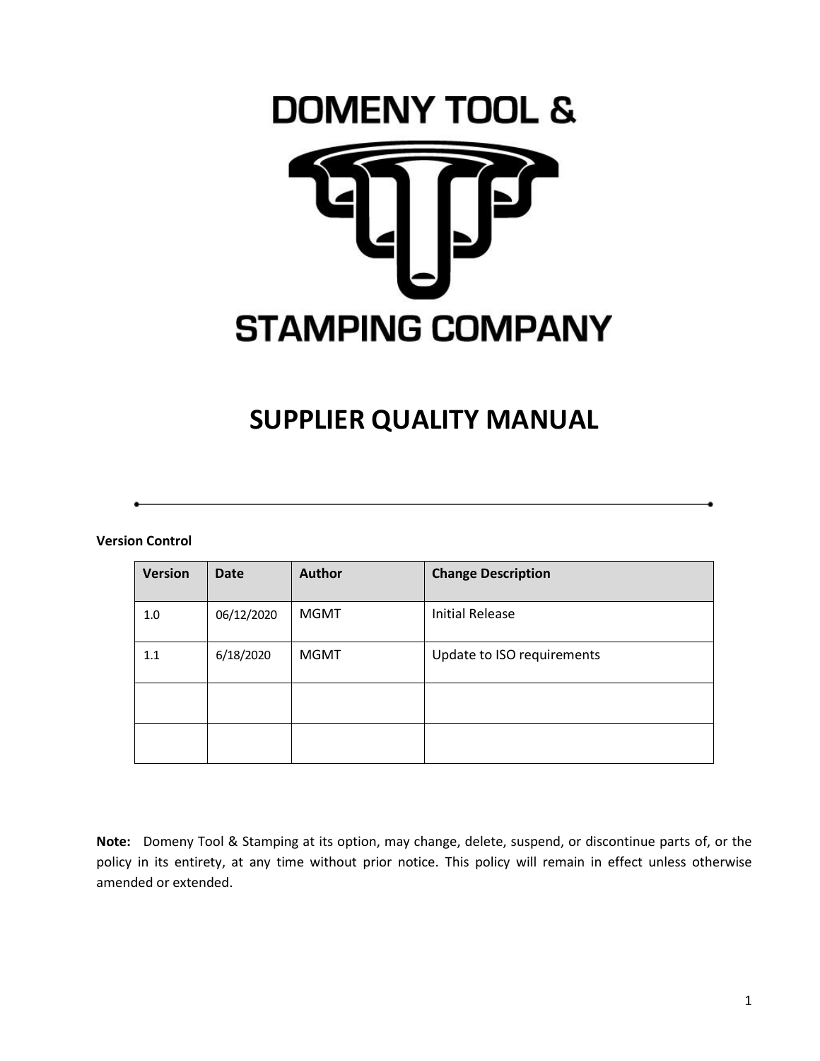DOMENY TOOL &

STAMPING COMPANY

# SUPPLIER QUALITY MANUAL

**Version Control**

| Version | Date | Author | Change Description |
| --- | --- | --- | --- |
| 1.0 | 06/12/2020 | MGMT | Initial Release |
| 1.1 | 6/18/2020 | MGMT | Update to ISO requirements |
| | | | |
| | | | |

**Note:** Domeny Tool & Stamping at its option, may change, delete, suspend, or discontinue parts of, or the policy in its entirety, at any time without prior notice. This policy will remain in effect unless otherwise amended or extended.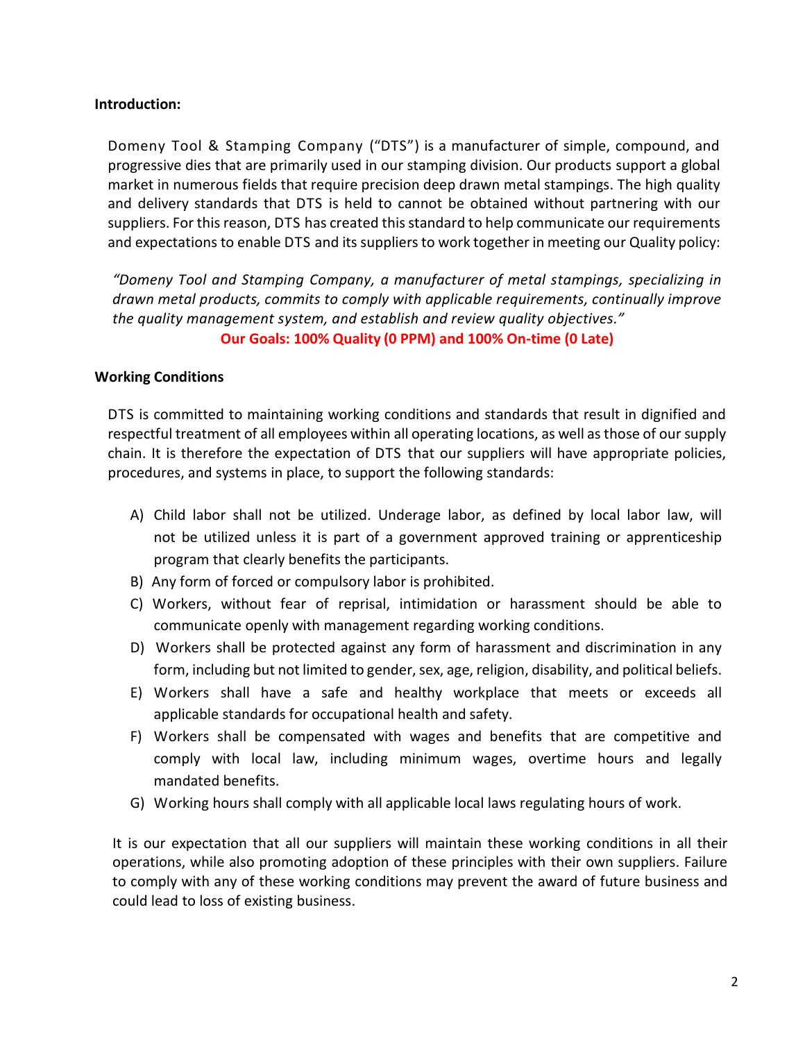**Introduction:**

Domeny Tool & Stamping Company ("DTS") is a manufacturer of simple, compound, and progressive dies that are primarily used in our stamping division. Our products support a global market in numerous fields that require precision deep drawn metal stampings. The high quality and delivery standards that DTS is held to cannot be obtained without partnering with our suppliers. For this reason, DTS has created this standard to help communicate our requirements and expectations to enable DTS and its suppliers to work together in meeting our Quality policy:

*"Domeny Tool and Stamping Company, a manufacturer of metal stampings, specializing in drawn metal products, commits to comply with applicable requirements, continually improve the quality management system, and establish and review quality objectives."*

**Our Goals: 100% Quality (0 PPM) and 100% On-time (0 Late)**

**Working Conditions**

DTS is committed to maintaining working conditions and standards that result in dignified and respectful treatment of all employees within all operating locations, as well as those of our supply chain. It is therefore the expectation of DTS that our suppliers will have appropriate policies, procedures, and systems in place, to support the following standards:

A) Child labor shall not be utilized. Underage labor, as defined by local labor law, will not be utilized unless it is part of a government approved training or apprenticeship program that clearly benefits the participants.
B) Any form of forced or compulsory labor is prohibited.
C) Workers, without fear of reprisal, intimidation or harassment should be able to communicate openly with management regarding working conditions.
D) Workers shall be protected against any form of harassment and discrimination in any form, including but not limited to gender, sex, age, religion, disability, and political beliefs.
E) Workers shall have a safe and healthy workplace that meets or exceeds all applicable standards for occupational health and safety.
F) Workers shall be compensated with wages and benefits that are competitive and comply with local law, including minimum wages, overtime hours and legally mandated benefits.
G) Working hours shall comply with all applicable local laws regulating hours of work.

It is our expectation that all our suppliers will maintain these working conditions in all their operations, while also promoting adoption of these principles with their own suppliers. Failure to comply with any of these working conditions may prevent the award of future business and could lead to loss of existing business.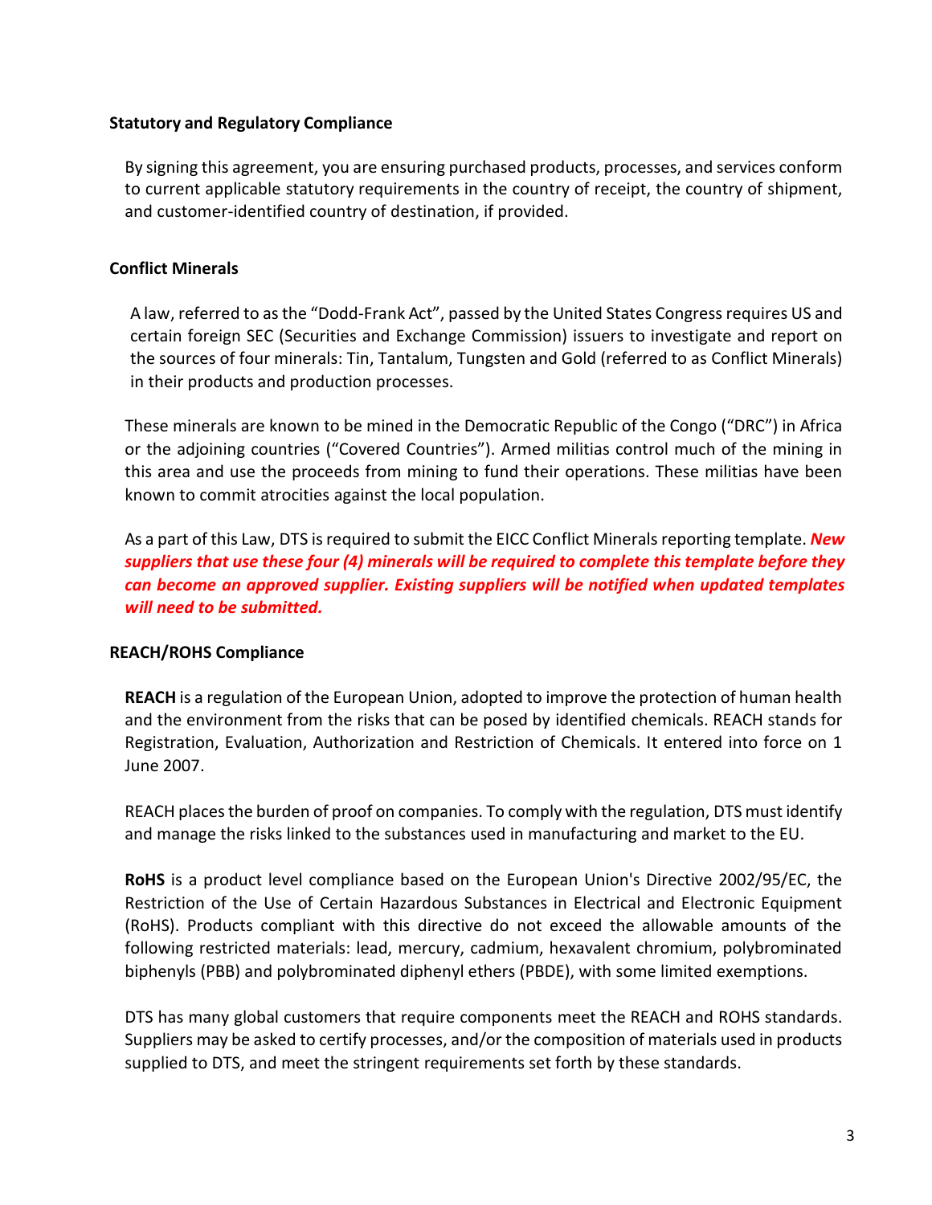**Statutory and Regulatory Compliance**

By signing this agreement, you are ensuring purchased products, processes, and services conform to current applicable statutory requirements in the country of receipt, the country of shipment, and customer-identified country of destination, if provided.

**Conflict Minerals**

A law, referred to as the “Dodd-Frank Act”, passed by the United States Congress requires US and certain foreign SEC (Securities and Exchange Commission) issuers to investigate and report on the sources of four minerals: Tin, Tantalum, Tungsten and Gold (referred to as Conflict Minerals) in their products and production processes.

These minerals are known to be mined in the Democratic Republic of the Congo (“DRC”) in Africa or the adjoining countries (“Covered Countries”). Armed militias control much of the mining in this area and use the proceeds from mining to fund their operations. These militias have been known to commit atrocities against the local population.

As a part of this Law, DTS is required to submit the EICC Conflict Minerals reporting template. ***New suppliers that use these four (4) minerals will be required to complete this template before they can become an approved supplier. Existing suppliers will be notified when updated templates will need to be submitted.***

**REACH/ROHS Compliance**

**REACH** is a regulation of the European Union, adopted to improve the protection of human health and the environment from the risks that can be posed by identified chemicals. REACH stands for Registration, Evaluation, Authorization and Restriction of Chemicals. It entered into force on 1 June 2007.

REACH places the burden of proof on companies. To comply with the regulation, DTS must identify and manage the risks linked to the substances used in manufacturing and market to the EU.

**RoHS** is a product level compliance based on the European Union's Directive 2002/95/EC, the Restriction of the Use of Certain Hazardous Substances in Electrical and Electronic Equipment (RoHS). Products compliant with this directive do not exceed the allowable amounts of the following restricted materials: lead, mercury, cadmium, hexavalent chromium, polybrominated biphenyls (PBB) and polybrominated diphenyl ethers (PBDE), with some limited exemptions.

DTS has many global customers that require components meet the REACH and ROHS standards. Suppliers may be asked to certify processes, and/or the composition of materials used in products supplied to DTS, and meet the stringent requirements set forth by these standards.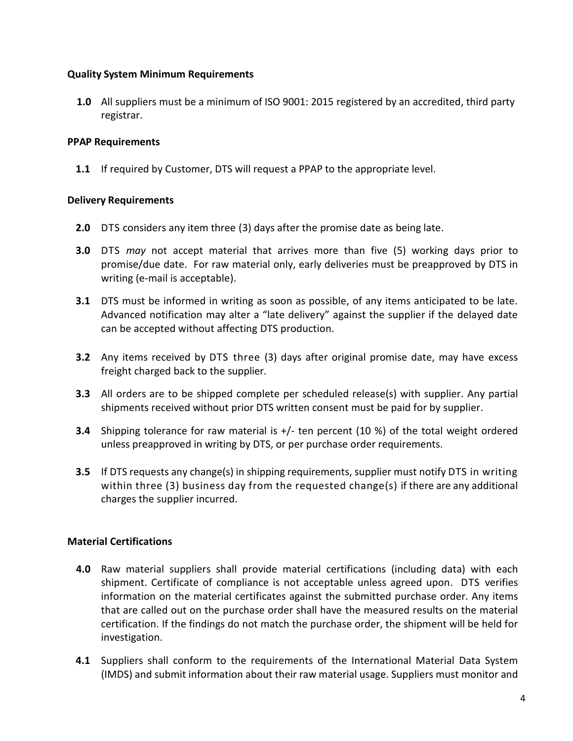### Quality System Minimum Requirements

**1.0** All suppliers must be a minimum of ISO 9001: 2015 registered by an accredited, third party registrar.

### PPAP Requirements

**1.1** If required by Customer, DTS will request a PPAP to the appropriate level.

### Delivery Requirements

**2.0** DTS considers any item three (3) days after the promise date as being late.

**3.0** DTS *may* not accept material that arrives more than five (5) working days prior to promise/due date. For raw material only, early deliveries must be preapproved by DTS in writing (e-mail is acceptable).

**3.1** DTS must be informed in writing as soon as possible, of any items anticipated to be late. Advanced notification may alter a "late delivery" against the supplier if the delayed date can be accepted without affecting DTS production.

**3.2** Any items received by DTS three (3) days after original promise date, may have excess freight charged back to the supplier.

**3.3** All orders are to be shipped complete per scheduled release(s) with supplier. Any partial shipments received without prior DTS written consent must be paid for by supplier.

**3.4** Shipping tolerance for raw material is +/- ten percent (10 %) of the total weight ordered unless preapproved in writing by DTS, or per purchase order requirements.

**3.5** If DTS requests any change(s) in shipping requirements, supplier must notify DTS in writing within three (3) business day from the requested change(s) if there are any additional charges the supplier incurred.

### Material Certifications

**4.0** Raw material suppliers shall provide material certifications (including data) with each shipment. Certificate of compliance is not acceptable unless agreed upon. DTS verifies information on the material certificates against the submitted purchase order. Any items that are called out on the purchase order shall have the measured results on the material certification. If the findings do not match the purchase order, the shipment will be held for investigation.

**4.1** Suppliers shall conform to the requirements of the International Material Data System (IMDS) and submit information about their raw material usage. Suppliers must monitor and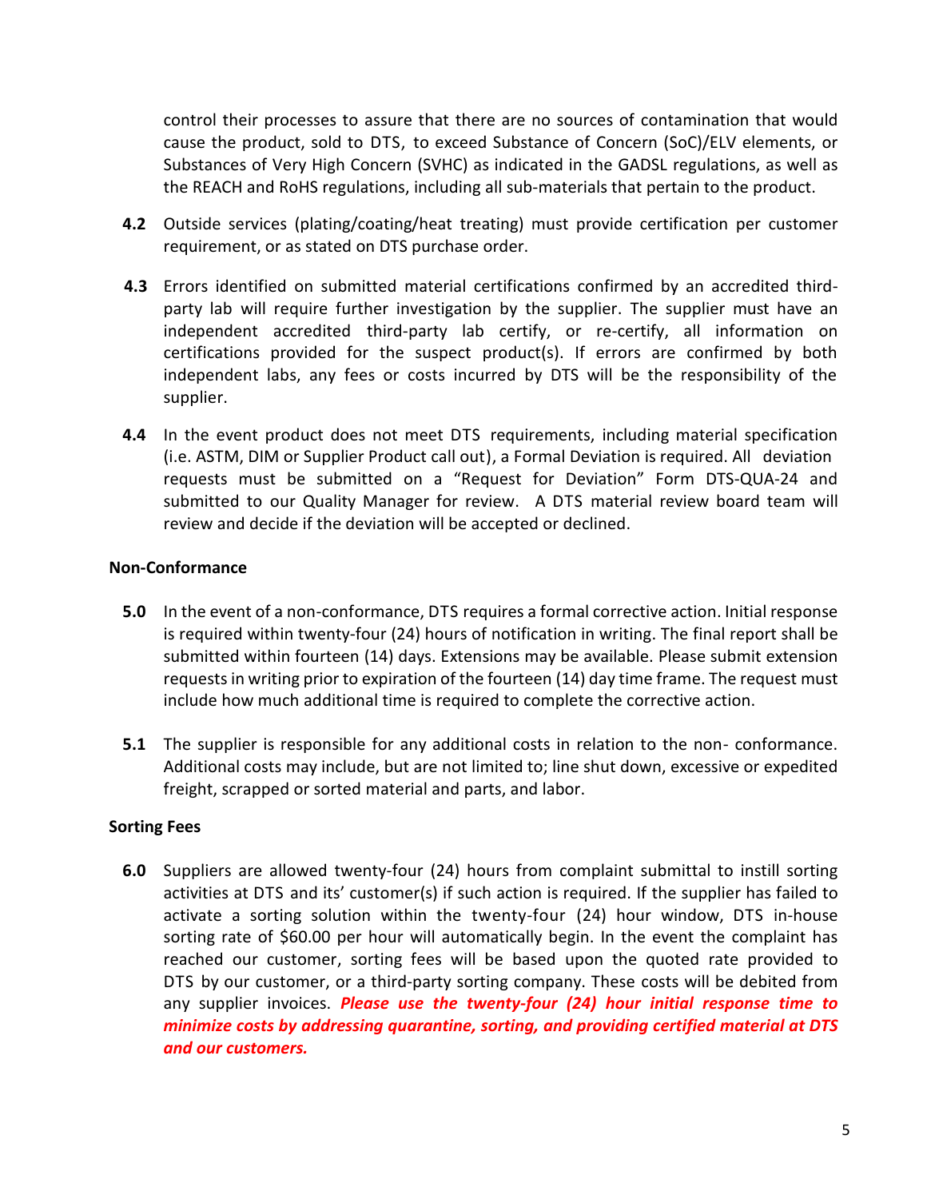control their processes to assure that there are no sources of contamination that would cause the product, sold to DTS, to exceed Substance of Concern (SoC)/ELV elements, or Substances of Very High Concern (SVHC) as indicated in the GADSL regulations, as well as the REACH and RoHS regulations, including all sub-materials that pertain to the product.

**4.2** Outside services (plating/coating/heat treating) must provide certification per customer requirement, or as stated on DTS purchase order.

**4.3** Errors identified on submitted material certifications confirmed by an accredited third-party lab will require further investigation by the supplier. The supplier must have an independent accredited third-party lab certify, or re-certify, all information on certifications provided for the suspect product(s). If errors are confirmed by both independent labs, any fees or costs incurred by DTS will be the responsibility of the supplier.

**4.4** In the event product does not meet DTS requirements, including material specification (i.e. ASTM, DIM or Supplier Product call out), a Formal Deviation is required. All deviation requests must be submitted on a "Request for Deviation" Form DTS-QUA-24 and submitted to our Quality Manager for review. A DTS material review board team will review and decide if the deviation will be accepted or declined.

**Non-Conformance**

**5.0** In the event of a non-conformance, DTS requires a formal corrective action. Initial response is required within twenty-four (24) hours of notification in writing. The final report shall be submitted within fourteen (14) days. Extensions may be available. Please submit extension requests in writing prior to expiration of the fourteen (14) day time frame. The request must include how much additional time is required to complete the corrective action.

**5.1** The supplier is responsible for any additional costs in relation to the non- conformance. Additional costs may include, but are not limited to; line shut down, excessive or expedited freight, scrapped or sorted material and parts, and labor.

**Sorting Fees**

**6.0** Suppliers are allowed twenty-four (24) hours from complaint submittal to instill sorting activities at DTS and its' customer(s) if such action is required. If the supplier has failed to activate a sorting solution within the twenty-four (24) hour window, DTS in-house sorting rate of $60.00 per hour will automatically begin. In the event the complaint has reached our customer, sorting fees will be based upon the quoted rate provided to DTS by our customer, or a third-party sorting company. These costs will be debited from any supplier invoices. ***Please use the twenty-four (24) hour initial response time to minimize costs by addressing quarantine, sorting, and providing certified material at DTS and our customers.***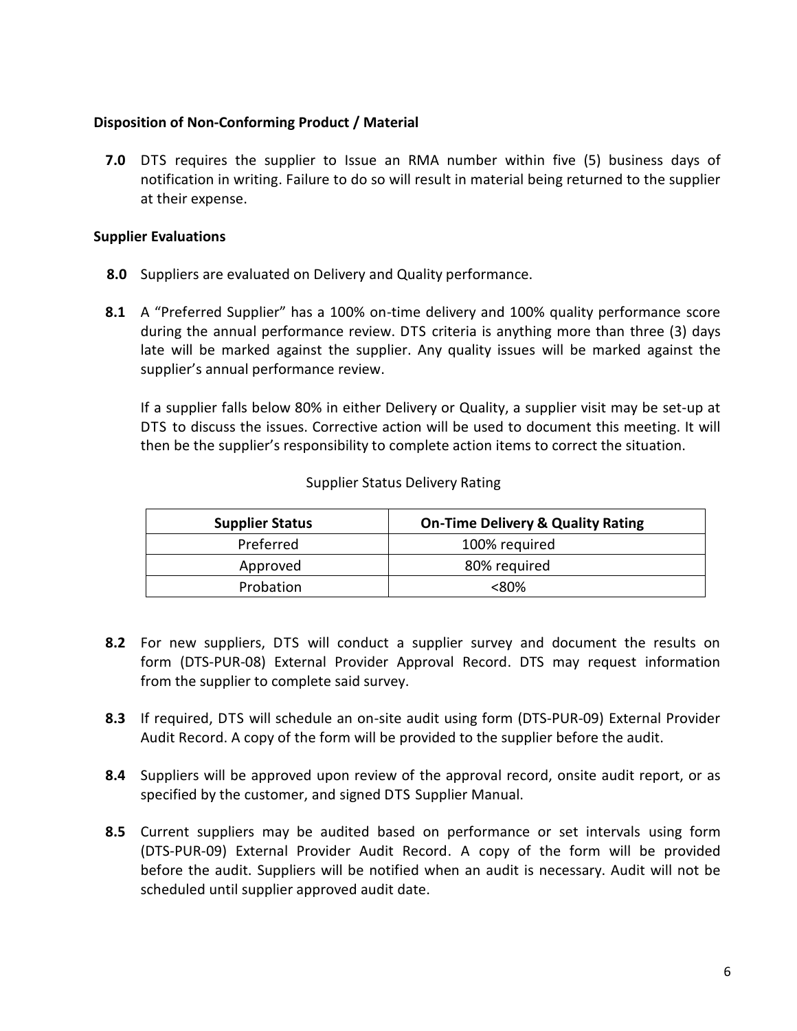**Disposition of Non-Conforming Product / Material**

**7.0** DTS requires the supplier to Issue an RMA number within five (5) business days of notification in writing. Failure to do so will result in material being returned to the supplier at their expense.

**Supplier Evaluations**

**8.0** Suppliers are evaluated on Delivery and Quality performance.

**8.1** A "Preferred Supplier" has a 100% on-time delivery and 100% quality performance score during the annual performance review. DTS criteria is anything more than three (3) days late will be marked against the supplier. Any quality issues will be marked against the supplier's annual performance review.

If a supplier falls below 80% in either Delivery or Quality, a supplier visit may be set-up at DTS to discuss the issues. Corrective action will be used to document this meeting. It will then be the supplier's responsibility to complete action items to correct the situation.

Supplier Status Delivery Rating

| Supplier Status | On-Time Delivery & Quality Rating |
|---|---|
| Preferred | 100% required |
| Approved | 80% required |
| Probation | <80% |

**8.2** For new suppliers, DTS will conduct a supplier survey and document the results on form (DTS-PUR-08) External Provider Approval Record. DTS may request information from the supplier to complete said survey.

**8.3** If required, DTS will schedule an on-site audit using form (DTS-PUR-09) External Provider Audit Record. A copy of the form will be provided to the supplier before the audit.

**8.4** Suppliers will be approved upon review of the approval record, onsite audit report, or as specified by the customer, and signed DTS Supplier Manual.

**8.5** Current suppliers may be audited based on performance or set intervals using form (DTS-PUR-09) External Provider Audit Record. A copy of the form will be provided before the audit. Suppliers will be notified when an audit is necessary. Audit will not be scheduled until supplier approved audit date.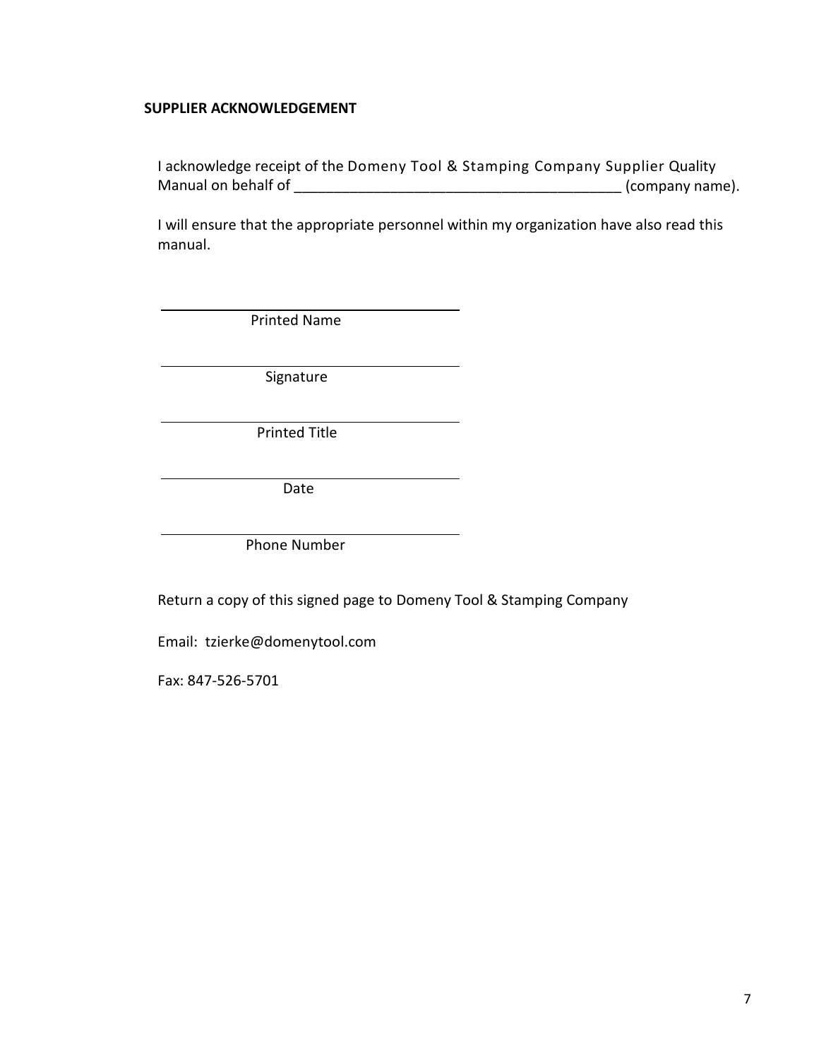**SUPPLIER ACKNOWLEDGEMENT**

I acknowledge receipt of the Domeny Tool & Stamping Company Supplier Quality Manual on behalf of ________________________________________ (company name).

I will ensure that the appropriate personnel within my organization have also read this manual.

______________________________
Printed Name

______________________________
Signature

______________________________
Printed Title

______________________________
Date

______________________________
Phone Number

Return a copy of this signed page to Domeny Tool & Stamping Company

Email: tzierke@domenytool.com

Fax: 847-526-5701